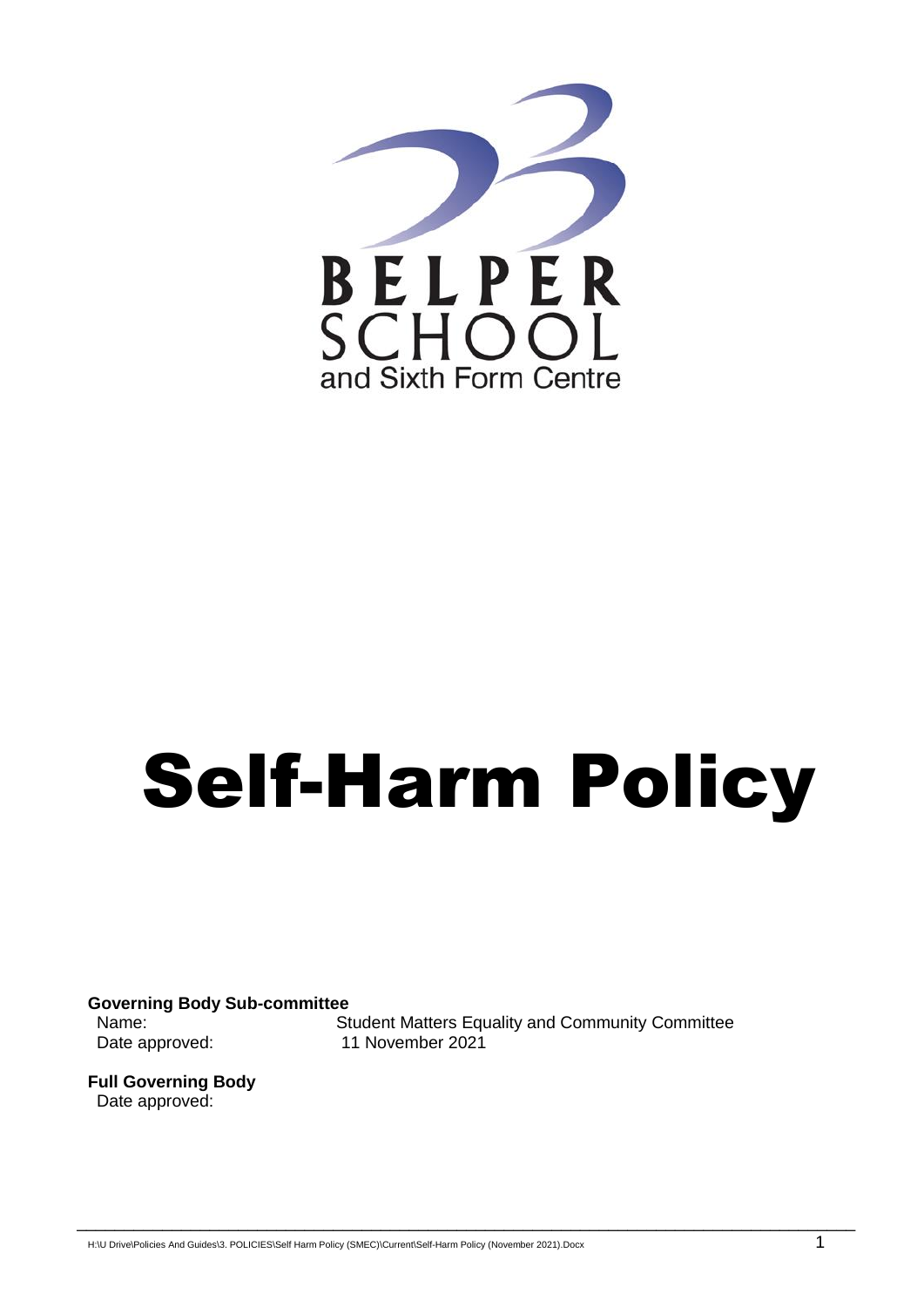BELPER SCHOOL
and Sixth Form Centre

# Self-Harm Policy

**Governing Body Sub-committee**
Name: Student Matters Equality and Community Committee
Date approved: 11 November 2021

**Full Governing Body**
Date approved: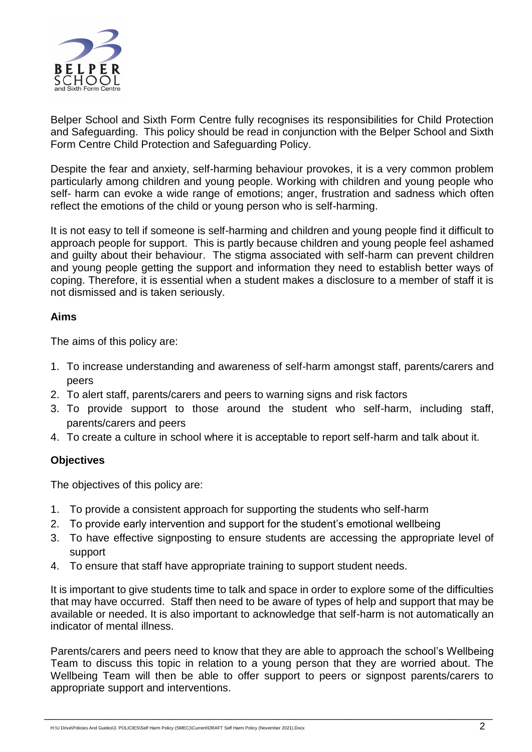Belper School and Sixth Form Centre fully recognises its responsibilities for Child Protection and Safeguarding. This policy should be read in conjunction with the Belper School and Sixth Form Centre Child Protection and Safeguarding Policy.

Despite the fear and anxiety, self-harming behaviour provokes, it is a very common problem particularly among children and young people. Working with children and young people who self- harm can evoke a wide range of emotions; anger, frustration and sadness which often reflect the emotions of the child or young person who is self-harming.

It is not easy to tell if someone is self-harming and children and young people find it difficult to approach people for support. This is partly because children and young people feel ashamed and guilty about their behaviour. The stigma associated with self-harm can prevent children and young people getting the support and information they need to establish better ways of coping. Therefore, it is essential when a student makes a disclosure to a member of staff it is not dismissed and is taken seriously.

**Aims**

The aims of this policy are:

1. To increase understanding and awareness of self-harm amongst staff, parents/carers and peers
2. To alert staff, parents/carers and peers to warning signs and risk factors
3. To provide support to those around the student who self-harm, including staff, parents/carers and peers
4. To create a culture in school where it is acceptable to report self-harm and talk about it.

**Objectives**

The objectives of this policy are:

1. To provide a consistent approach for supporting the students who self-harm
2. To provide early intervention and support for the student's emotional wellbeing
3. To have effective signposting to ensure students are accessing the appropriate level of support
4. To ensure that staff have appropriate training to support student needs.

It is important to give students time to talk and space in order to explore some of the difficulties that may have occurred. Staff then need to be aware of types of help and support that may be available or needed. It is also important to acknowledge that self-harm is not automatically an indicator of mental illness.

Parents/carers and peers need to know that they are able to approach the school's Wellbeing Team to discuss this topic in relation to a young person that they are worried about. The Wellbeing Team will then be able to offer support to peers or signpost parents/carers to appropriate support and interventions.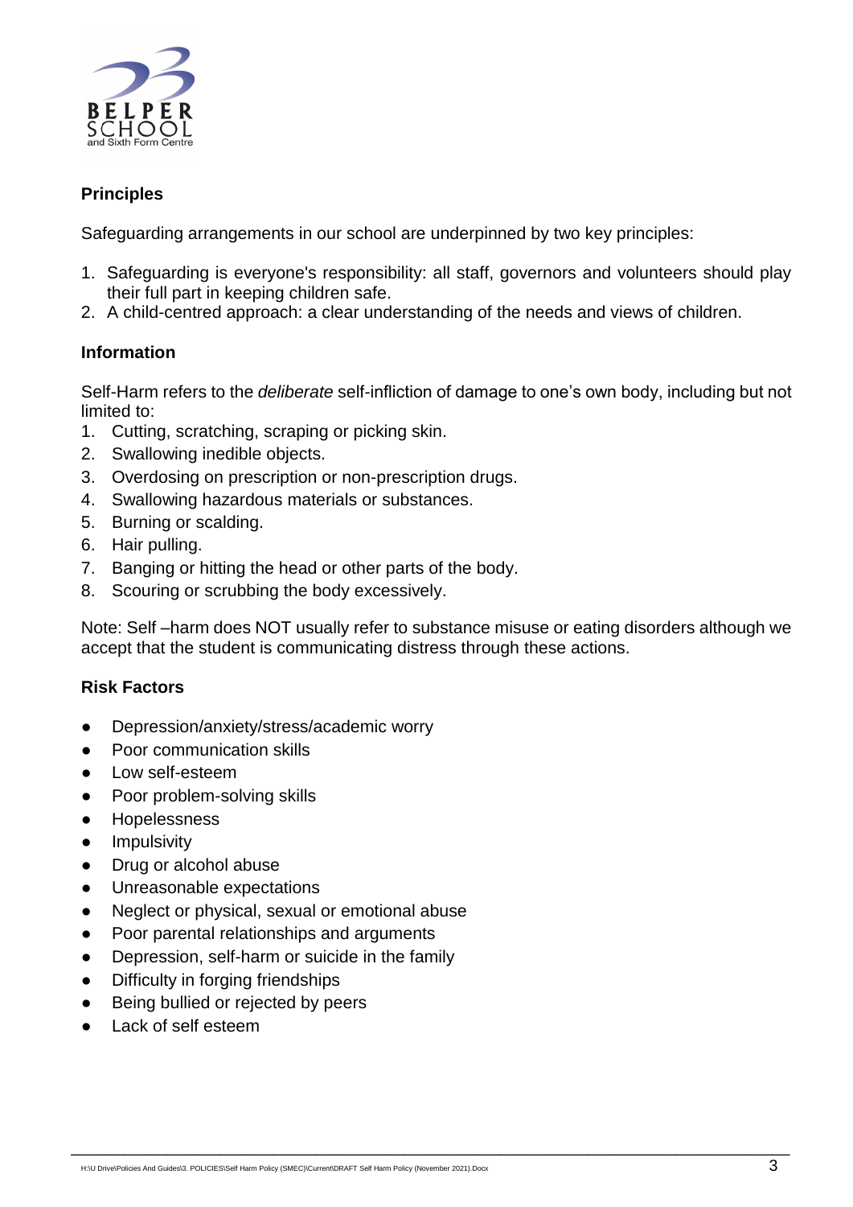## Principles

Safeguarding arrangements in our school are underpinned by two key principles:

1. Safeguarding is everyone's responsibility: all staff, governors and volunteers should play their full part in keeping children safe.
2. A child-centred approach: a clear understanding of the needs and views of children.

## Information

Self-Harm refers to the *deliberate* self-infliction of damage to one's own body, including but not limited to:

1. Cutting, scratching, scraping or picking skin.
2. Swallowing inedible objects.
3. Overdosing on prescription or non-prescription drugs.
4. Swallowing hazardous materials or substances.
5. Burning or scalding.
6. Hair pulling.
7. Banging or hitting the head or other parts of the body.
8. Scouring or scrubbing the body excessively.

Note: Self –harm does NOT usually refer to substance misuse or eating disorders although we accept that the student is communicating distress through these actions.

## Risk Factors

- Depression/anxiety/stress/academic worry
- Poor communication skills
- Low self-esteem
- Poor problem-solving skills
- Hopelessness
- Impulsivity
- Drug or alcohol abuse
- Unreasonable expectations
- Neglect or physical, sexual or emotional abuse
- Poor parental relationships and arguments
- Depression, self-harm or suicide in the family
- Difficulty in forging friendships
- Being bullied or rejected by peers
- Lack of self esteem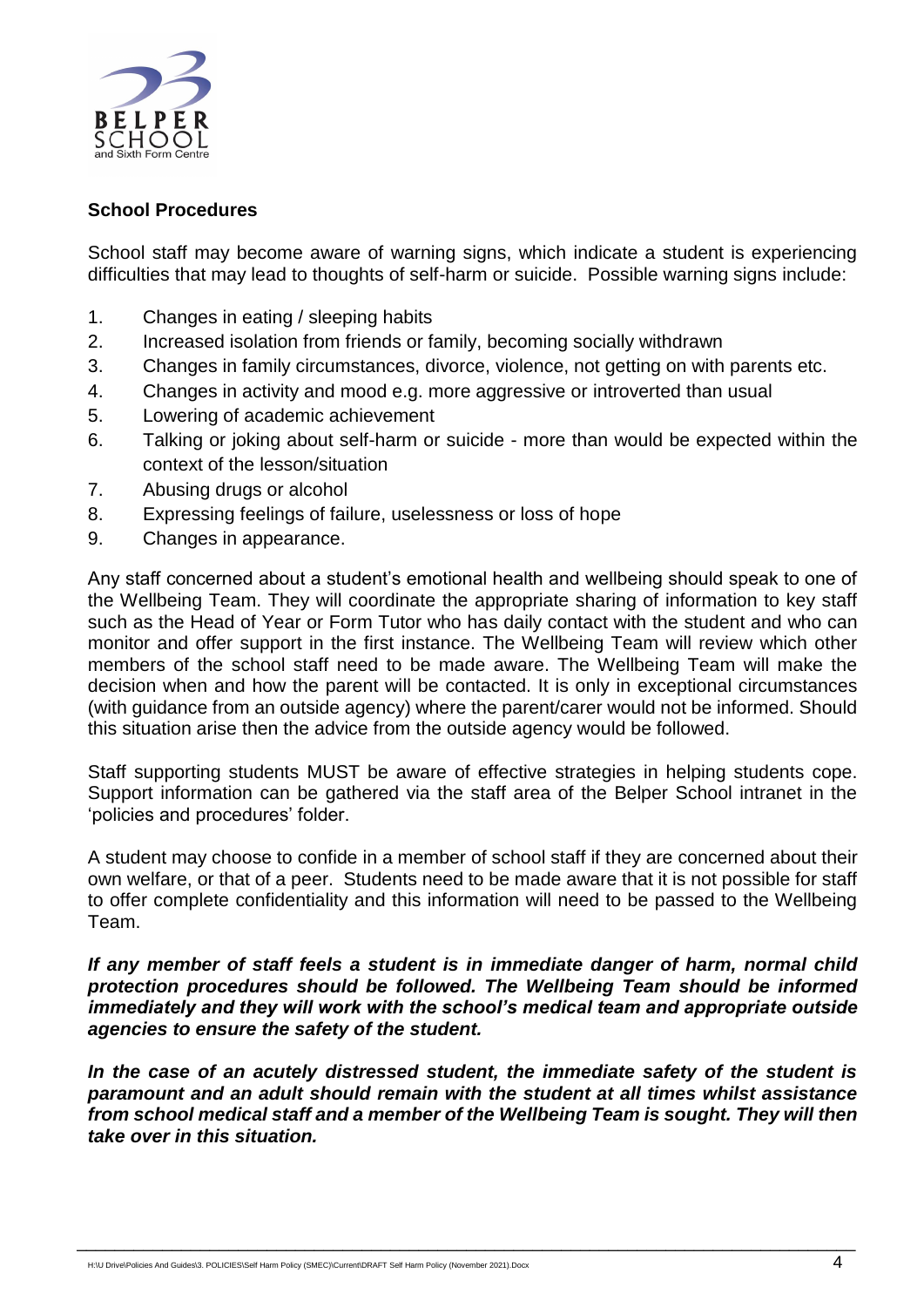**School Procedures**

School staff may become aware of warning signs, which indicate a student is experiencing difficulties that may lead to thoughts of self-harm or suicide. Possible warning signs include:

1. Changes in eating / sleeping habits
2. Increased isolation from friends or family, becoming socially withdrawn
3. Changes in family circumstances, divorce, violence, not getting on with parents etc.
4. Changes in activity and mood e.g. more aggressive or introverted than usual
5. Lowering of academic achievement
6. Talking or joking about self-harm or suicide - more than would be expected within the context of the lesson/situation
7. Abusing drugs or alcohol
8. Expressing feelings of failure, uselessness or loss of hope
9. Changes in appearance.

Any staff concerned about a student's emotional health and wellbeing should speak to one of the Wellbeing Team. They will coordinate the appropriate sharing of information to key staff such as the Head of Year or Form Tutor who has daily contact with the student and who can monitor and offer support in the first instance. The Wellbeing Team will review which other members of the school staff need to be made aware. The Wellbeing Team will make the decision when and how the parent will be contacted. It is only in exceptional circumstances (with guidance from an outside agency) where the parent/carer would not be informed. Should this situation arise then the advice from the outside agency would be followed.

Staff supporting students MUST be aware of effective strategies in helping students cope. Support information can be gathered via the staff area of the Belper School intranet in the 'policies and procedures' folder.

A student may choose to confide in a member of school staff if they are concerned about their own welfare, or that of a peer. Students need to be made aware that it is not possible for staff to offer complete confidentiality and this information will need to be passed to the Wellbeing Team.

***If any member of staff feels a student is in immediate danger of harm, normal child protection procedures should be followed. The Wellbeing Team should be informed immediately and they will work with the school's medical team and appropriate outside agencies to ensure the safety of the student.***

***In the case of an acutely distressed student, the immediate safety of the student is paramount and an adult should remain with the student at all times whilst assistance from school medical staff and a member of the Wellbeing Team is sought. They will then take over in this situation.***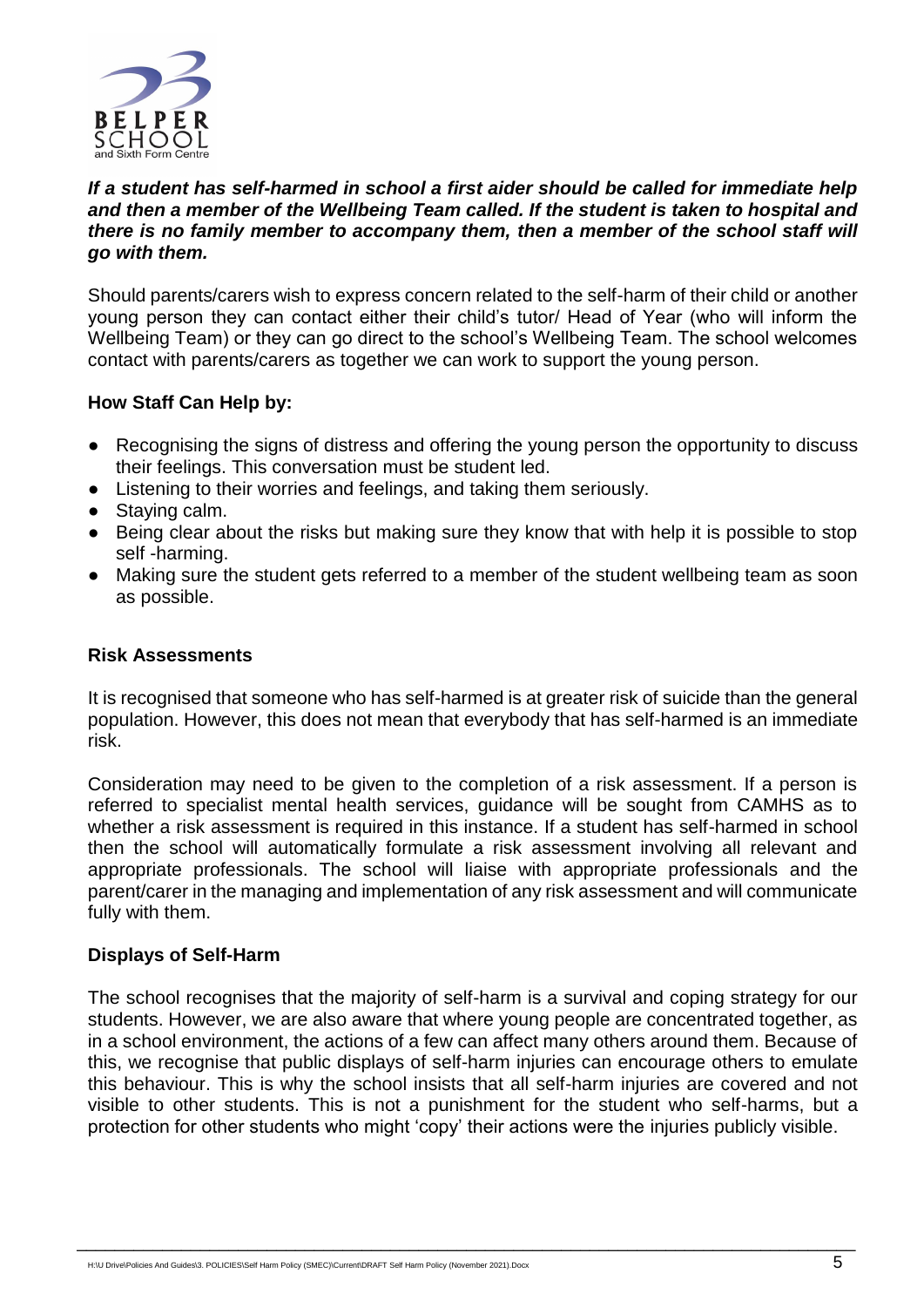***If a student has self-harmed in school a first aider should be called for immediate help and then a member of the Wellbeing Team called. If the student is taken to hospital and there is no family member to accompany them, then a member of the school staff will go with them.***

Should parents/carers wish to express concern related to the self-harm of their child or another young person they can contact either their child's tutor/ Head of Year (who will inform the Wellbeing Team) or they can go direct to the school's Wellbeing Team. The school welcomes contact with parents/carers as together we can work to support the young person.

**How Staff Can Help by:**

- Recognising the signs of distress and offering the young person the opportunity to discuss their feelings. This conversation must be student led.
- Listening to their worries and feelings, and taking them seriously.
- Staying calm.
- Being clear about the risks but making sure they know that with help it is possible to stop self -harming.
- Making sure the student gets referred to a member of the student wellbeing team as soon as possible.

**Risk Assessments**

It is recognised that someone who has self-harmed is at greater risk of suicide than the general population. However, this does not mean that everybody that has self-harmed is an immediate risk.

Consideration may need to be given to the completion of a risk assessment. If a person is referred to specialist mental health services, guidance will be sought from CAMHS as to whether a risk assessment is required in this instance. If a student has self-harmed in school then the school will automatically formulate a risk assessment involving all relevant and appropriate professionals. The school will liaise with appropriate professionals and the parent/carer in the managing and implementation of any risk assessment and will communicate fully with them.

**Displays of Self-Harm**

The school recognises that the majority of self-harm is a survival and coping strategy for our students. However, we are also aware that where young people are concentrated together, as in a school environment, the actions of a few can affect many others around them. Because of this, we recognise that public displays of self-harm injuries can encourage others to emulate this behaviour. This is why the school insists that all self-harm injuries are covered and not visible to other students. This is not a punishment for the student who self-harms, but a protection for other students who might 'copy' their actions were the injuries publicly visible.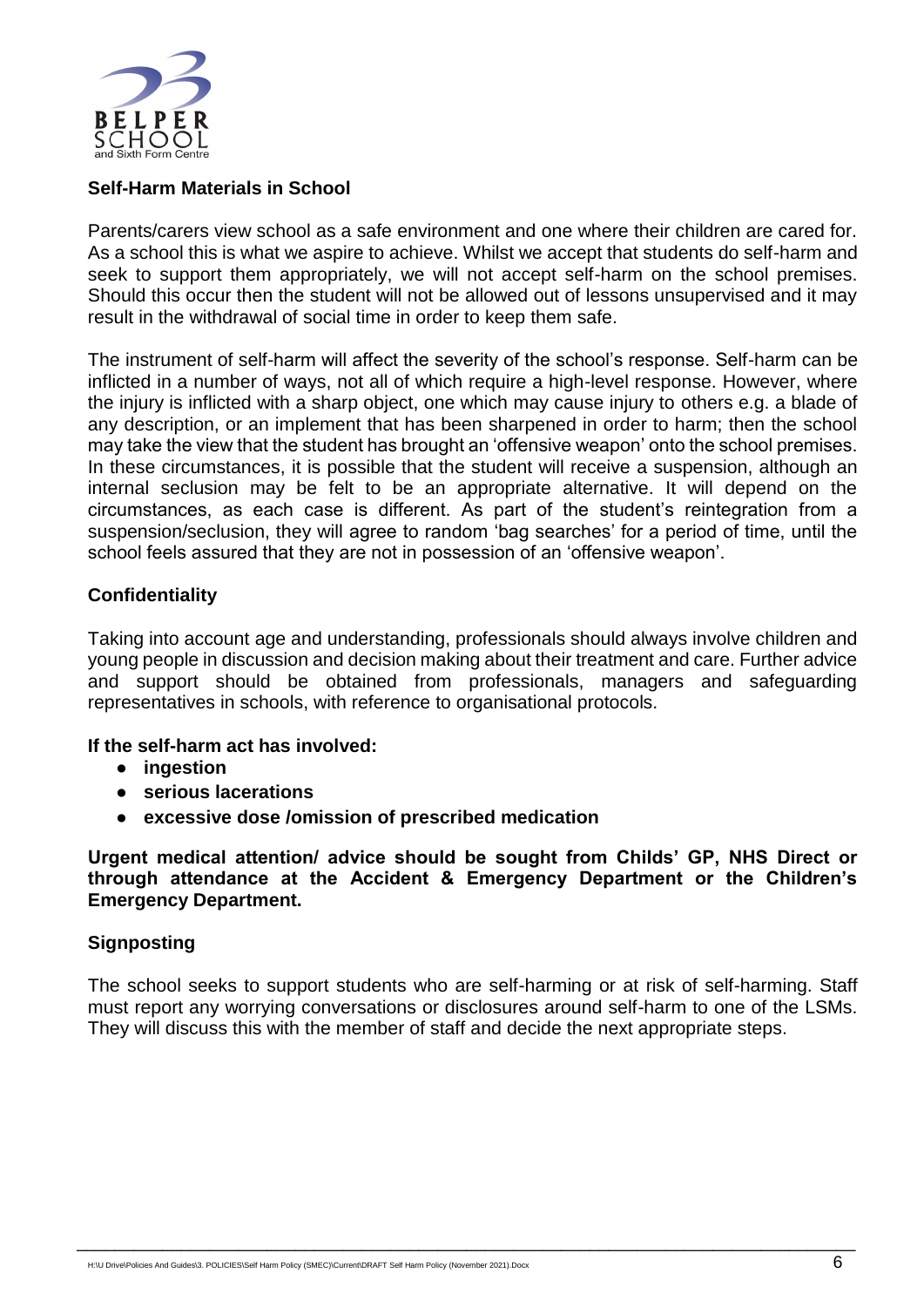### Self-Harm Materials in School

Parents/carers view school as a safe environment and one where their children are cared for. As a school this is what we aspire to achieve. Whilst we accept that students do self-harm and seek to support them appropriately, we will not accept self-harm on the school premises. Should this occur then the student will not be allowed out of lessons unsupervised and it may result in the withdrawal of social time in order to keep them safe.

The instrument of self-harm will affect the severity of the school's response. Self-harm can be inflicted in a number of ways, not all of which require a high-level response. However, where the injury is inflicted with a sharp object, one which may cause injury to others e.g. a blade of any description, or an implement that has been sharpened in order to harm; then the school may take the view that the student has brought an 'offensive weapon' onto the school premises. In these circumstances, it is possible that the student will receive a suspension, although an internal seclusion may be felt to be an appropriate alternative. It will depend on the circumstances, as each case is different. As part of the student's reintegration from a suspension/seclusion, they will agree to random 'bag searches' for a period of time, until the school feels assured that they are not in possession of an 'offensive weapon'.

### Confidentiality

Taking into account age and understanding, professionals should always involve children and young people in discussion and decision making about their treatment and care. Further advice and support should be obtained from professionals, managers and safeguarding representatives in schools, with reference to organisational protocols.

**If the self-harm act has involved:**

- **ingestion**
- **serious lacerations**
- **excessive dose /omission of prescribed medication**

**Urgent medical attention/ advice should be sought from Childs' GP, NHS Direct or through attendance at the Accident & Emergency Department or the Children's Emergency Department.**

### Signposting

The school seeks to support students who are self-harming or at risk of self-harming. Staff must report any worrying conversations or disclosures around self-harm to one of the LSMs. They will discuss this with the member of staff and decide the next appropriate steps.